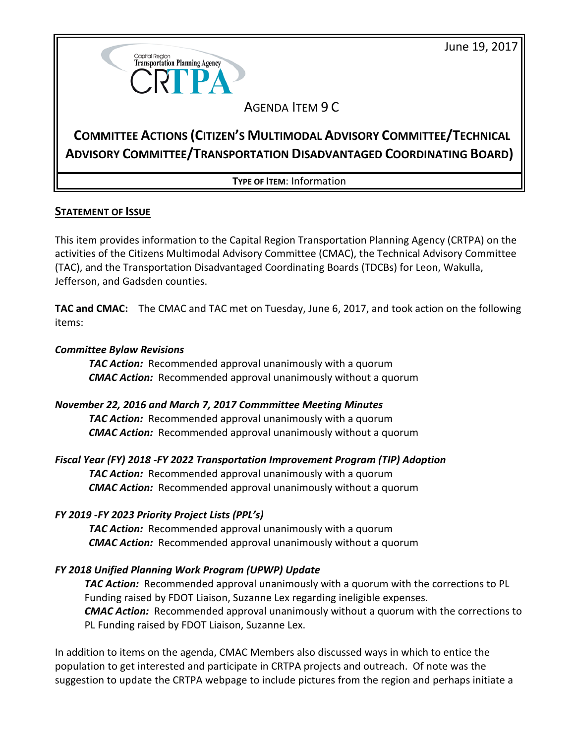June 19, 2017

Capital Region Transportation Planning Agency

CRTPA

AGENDA ITEM 9 C

# COMMITTEE ACTIONS (CITIZEN'S MULTIMODAL ADVISORY COMMITTEE/TECHNICAL ADVISORY COMMITTEE/TRANSPORTATION DISADVANTAGED COORDINATING BOARD)

**TYPE OF ITEM**: Information

## STATEMENT OF ISSUE

This item provides information to the Capital Region Transportation Planning Agency (CRTPA) on the activities of the Citizens Multimodal Advisory Committee (CMAC), the Technical Advisory Committee (TAC), and the Transportation Disadvantaged Coordinating Boards (TDCBs) for Leon, Wakulla, Jefferson, and Gadsden counties.

**TAC and CMAC:** The CMAC and TAC met on Tuesday, June 6, 2017, and took action on the following items:

***Committee Bylaw Revisions***

> ***TAC Action:*** Recommended approval unanimously with a quorum
> ***CMAC Action:*** Recommended approval unanimously without a quorum

***November 22, 2016 and March 7, 2017 Commmittee Meeting Minutes***

> ***TAC Action:*** Recommended approval unanimously with a quorum
> ***CMAC Action:*** Recommended approval unanimously without a quorum

***Fiscal Year (FY) 2018 -FY 2022 Transportation Improvement Program (TIP) Adoption***

> ***TAC Action:*** Recommended approval unanimously with a quorum
> ***CMAC Action:*** Recommended approval unanimously without a quorum

***FY 2019 -FY 2023 Priority Project Lists (PPL's)***

> ***TAC Action:*** Recommended approval unanimously with a quorum
> ***CMAC Action:*** Recommended approval unanimously without a quorum

***FY 2018 Unified Planning Work Program (UPWP) Update***

> ***TAC Action:*** Recommended approval unanimously with a quorum with the corrections to PL Funding raised by FDOT Liaison, Suzanne Lex regarding ineligible expenses.
> ***CMAC Action:*** Recommended approval unanimously without a quorum with the corrections to PL Funding raised by FDOT Liaison, Suzanne Lex.

In addition to items on the agenda, CMAC Members also discussed ways in which to entice the population to get interested and participate in CRTPA projects and outreach. Of note was the suggestion to update the CRTPA webpage to include pictures from the region and perhaps initiate a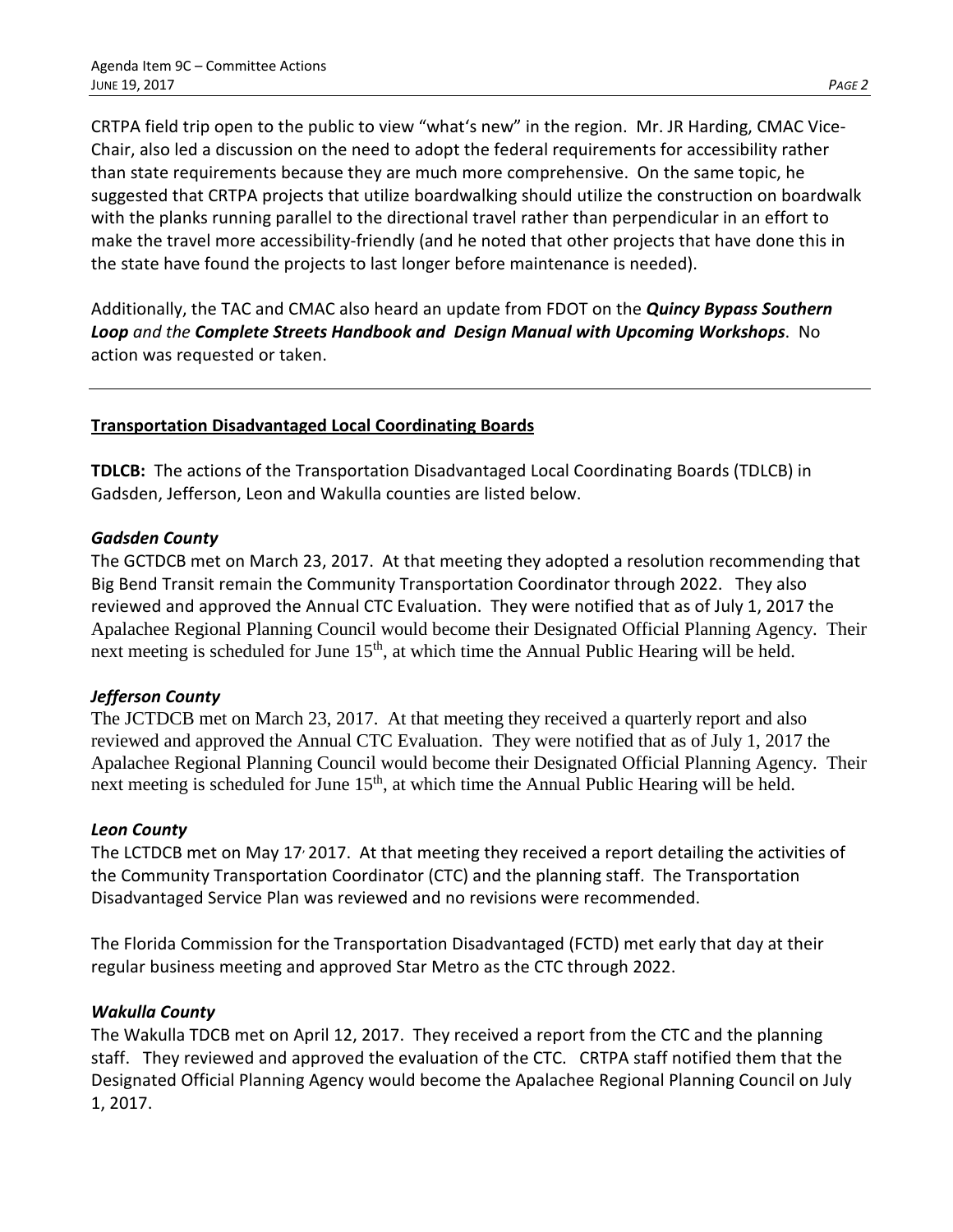CRTPA field trip open to the public to view "what's new" in the region. Mr. JR Harding, CMAC Vice-Chair, also led a discussion on the need to adopt the federal requirements for accessibility rather than state requirements because they are much more comprehensive. On the same topic, he suggested that CRTPA projects that utilize boardwalking should utilize the construction on boardwalk with the planks running parallel to the directional travel rather than perpendicular in an effort to make the travel more accessibility-friendly (and he noted that other projects that have done this in the state have found the projects to last longer before maintenance is needed).

Additionally, the TAC and CMAC also heard an update from FDOT on the ***Quincy Bypass Southern Loop*** *and the* ***Complete Streets Handbook and Design Manual with Upcoming Workshops***. No action was requested or taken.

---

**Transportation Disadvantaged Local Coordinating Boards**

**TDLCB:** The actions of the Transportation Disadvantaged Local Coordinating Boards (TDLCB) in Gadsden, Jefferson, Leon and Wakulla counties are listed below.

***Gadsden County***

The GCTDCB met on March 23, 2017. At that meeting they adopted a resolution recommending that Big Bend Transit remain the Community Transportation Coordinator through 2022. They also reviewed and approved the Annual CTC Evaluation. They were notified that as of July 1, 2017 the Apalachee Regional Planning Council would become their Designated Official Planning Agency. Their next meeting is scheduled for June 15th, at which time the Annual Public Hearing will be held.

***Jefferson County***

The JCTDCB met on March 23, 2017. At that meeting they received a quarterly report and also reviewed and approved the Annual CTC Evaluation. They were notified that as of July 1, 2017 the Apalachee Regional Planning Council would become their Designated Official Planning Agency. Their next meeting is scheduled for June 15th, at which time the Annual Public Hearing will be held.

***Leon County***

The LCTDCB met on May 17, 2017. At that meeting they received a report detailing the activities of the Community Transportation Coordinator (CTC) and the planning staff. The Transportation Disadvantaged Service Plan was reviewed and no revisions were recommended.

The Florida Commission for the Transportation Disadvantaged (FCTD) met early that day at their regular business meeting and approved Star Metro as the CTC through 2022.

***Wakulla County***

The Wakulla TDCB met on April 12, 2017. They received a report from the CTC and the planning staff. They reviewed and approved the evaluation of the CTC. CRTPA staff notified them that the Designated Official Planning Agency would become the Apalachee Regional Planning Council on July 1, 2017.